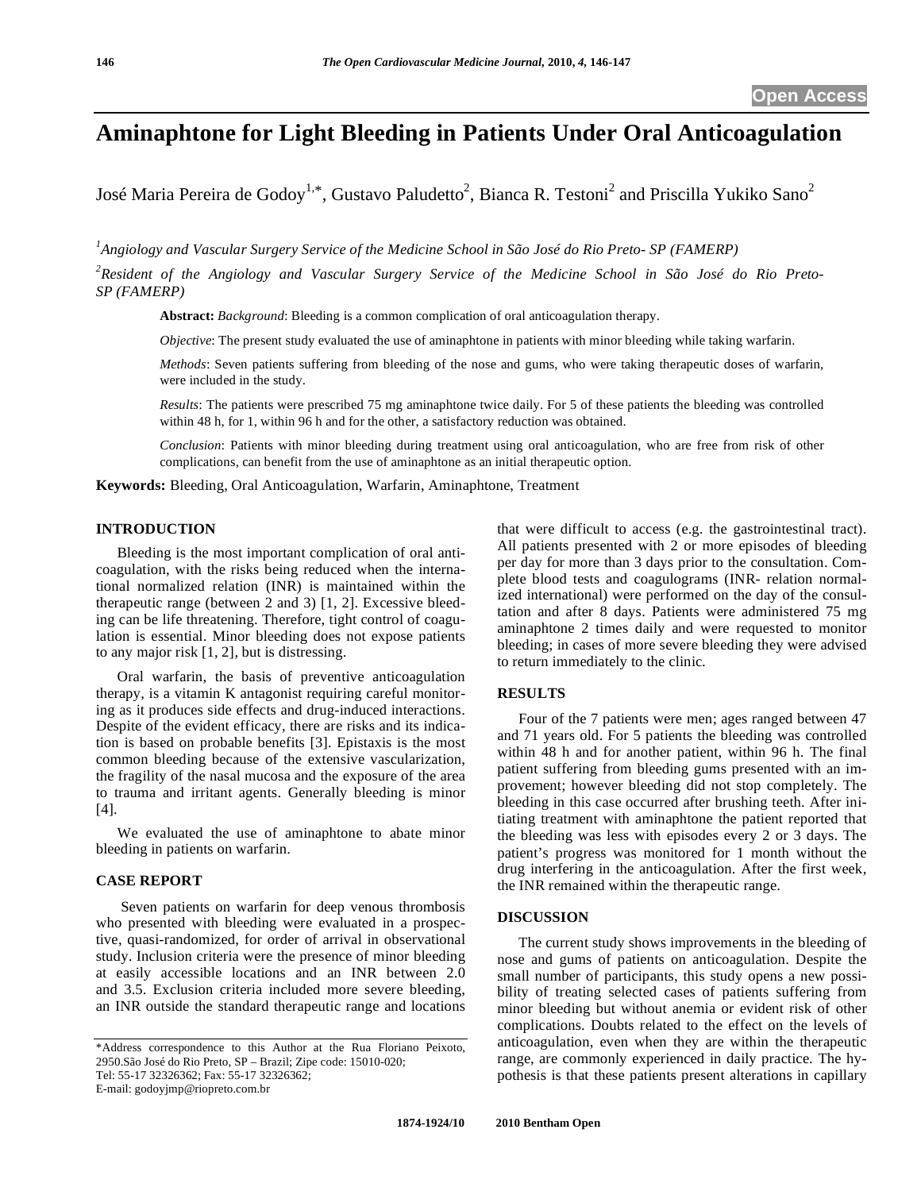Open Access

# Aminaphtone for Light Bleeding in Patients Under Oral Anticoagulation

José Maria Pereira de Godoy[1,*], Gustavo Paludetto[2], Bianca R. Testoni[2] and Priscilla Yukiko Sano[2]

[1]*Angiology and Vascular Surgery Service of the Medicine School in São José do Rio Preto- SP (FAMERP)*

[2]*Resident of the Angiology and Vascular Surgery Service of the Medicine School in São José do Rio Preto-SP (FAMERP)*

**Abstract:** *Background*: Bleeding is a common complication of oral anticoagulation therapy.

*Objective*: The present study evaluated the use of aminaphtone in patients with minor bleeding while taking warfarin.

*Methods*: Seven patients suffering from bleeding of the nose and gums, who were taking therapeutic doses of warfarin, were included in the study.

*Results*: The patients were prescribed 75 mg aminaphtone twice daily. For 5 of these patients the bleeding was controlled within 48 h, for 1, within 96 h and for the other, a satisfactory reduction was obtained.

*Conclusion*: Patients with minor bleeding during treatment using oral anticoagulation, who are free from risk of other complications, can benefit from the use of aminaphtone as an initial therapeutic option.

**Keywords:** Bleeding, Oral Anticoagulation, Warfarin, Aminaphtone, Treatment

## INTRODUCTION

Bleeding is the most important complication of oral anticoagulation, with the risks being reduced when the international normalized relation (INR) is maintained within the therapeutic range (between 2 and 3) [1, 2]. Excessive bleeding can be life threatening. Therefore, tight control of coagulation is essential. Minor bleeding does not expose patients to any major risk [1, 2], but is distressing.

Oral warfarin, the basis of preventive anticoagulation therapy, is a vitamin K antagonist requiring careful monitoring as it produces side effects and drug-induced interactions. Despite of the evident efficacy, there are risks and its indication is based on probable benefits [3]. Epistaxis is the most common bleeding because of the extensive vascularization, the fragility of the nasal mucosa and the exposure of the area to trauma and irritant agents. Generally bleeding is minor [4].

We evaluated the use of aminaphtone to abate minor bleeding in patients on warfarin.

## CASE REPORT

Seven patients on warfarin for deep venous thrombosis who presented with bleeding were evaluated in a prospective, quasi-randomized, for order of arrival in observational study. Inclusion criteria were the presence of minor bleeding at easily accessible locations and an INR between 2.0 and 3.5. Exclusion criteria included more severe bleeding, an INR outside the standard therapeutic range and locations that were difficult to access (e.g. the gastrointestinal tract). All patients presented with 2 or more episodes of bleeding per day for more than 3 days prior to the consultation. Complete blood tests and coagulograms (INR- relation normalized international) were performed on the day of the consultation and after 8 days. Patients were administered 75 mg aminaphtone 2 times daily and were requested to monitor bleeding; in cases of more severe bleeding they were advised to return immediately to the clinic.

## RESULTS

Four of the 7 patients were men; ages ranged between 47 and 71 years old. For 5 patients the bleeding was controlled within 48 h and for another patient, within 96 h. The final patient suffering from bleeding gums presented with an improvement; however bleeding did not stop completely. The bleeding in this case occurred after brushing teeth. After initiating treatment with aminaphtone the patient reported that the bleeding was less with episodes every 2 or 3 days. The patient's progress was monitored for 1 month without the drug interfering in the anticoagulation. After the first week, the INR remained within the therapeutic range.

## DISCUSSION

The current study shows improvements in the bleeding of nose and gums of patients on anticoagulation. Despite the small number of participants, this study opens a new possibility of treating selected cases of patients suffering from minor bleeding but without anemia or evident risk of other complications. Doubts related to the effect on the levels of anticoagulation, even when they are within the therapeutic range, are commonly experienced in daily practice. The hypothesis is that these patients present alterations in capillary

*Address correspondence to this Author at the Rua Floriano Peixoto, 2950.São José do Rio Preto, SP – Brazil; Zipe code: 15010-020; Tel: 55-17 32326362; Fax: 55-17 32326362; E-mail: godoyjmp@riopreto.com.br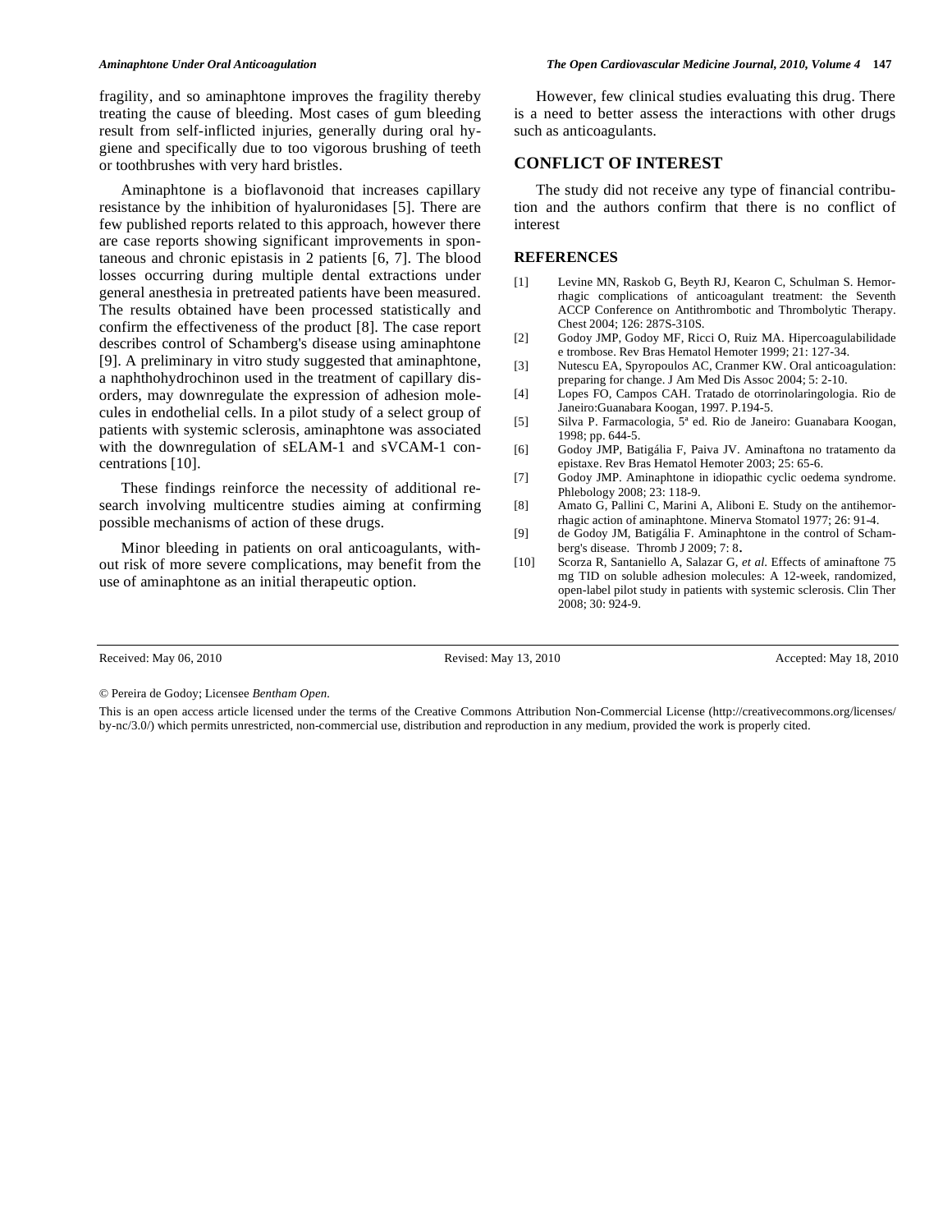fragility, and so aminaphtone improves the fragility thereby treating the cause of bleeding. Most cases of gum bleeding result from self-inflicted injuries, generally during oral hygiene and specifically due to too vigorous brushing of teeth or toothbrushes with very hard bristles.

Aminaphtone is a bioflavonoid that increases capillary resistance by the inhibition of hyaluronidases [5]. There are few published reports related to this approach, however there are case reports showing significant improvements in spontaneous and chronic epistasis in 2 patients [6, 7]. The blood losses occurring during multiple dental extractions under general anesthesia in pretreated patients have been measured. The results obtained have been processed statistically and confirm the effectiveness of the product [8]. The case report describes control of Schamberg's disease using aminaphtone [9]. A preliminary in vitro study suggested that aminaphtone, a naphthohydrochinon used in the treatment of capillary disorders, may downregulate the expression of adhesion molecules in endothelial cells. In a pilot study of a select group of patients with systemic sclerosis, aminaphtone was associated with the downregulation of sELAM-1 and sVCAM-1 concentrations [10].

These findings reinforce the necessity of additional research involving multicentre studies aiming at confirming possible mechanisms of action of these drugs.

Minor bleeding in patients on oral anticoagulants, without risk of more severe complications, may benefit from the use of aminaphtone as an initial therapeutic option.

However, few clinical studies evaluating this drug. There is a need to better assess the interactions with other drugs such as anticoagulants.

## CONFLICT OF INTEREST

The study did not receive any type of financial contribution and the authors confirm that there is no conflict of interest

## REFERENCES

[1] Levine MN, Raskob G, Beyth RJ, Kearon C, Schulman S. Hemorrhagic complications of anticoagulant treatment: the Seventh ACCP Conference on Antithrombotic and Thrombolytic Therapy. Chest 2004; 126: 287S-310S.

[2] Godoy JMP, Godoy MF, Ricci O, Ruiz MA. Hipercoagulabilidade e trombose. Rev Bras Hematol Hemoter 1999; 21: 127-34.

[3] Nutescu EA, Spyropoulos AC, Cranmer KW. Oral anticoagulation: preparing for change. J Am Med Dis Assoc 2004; 5: 2-10.

[4] Lopes FO, Campos CAH. Tratado de otorrinolaringologia. Rio de Janeiro:Guanabara Koogan, 1997. P.194-5.

[5] Silva P. Farmacologia, 5ª ed. Rio de Janeiro: Guanabara Koogan, 1998; pp. 644-5.

[6] Godoy JMP, Batigália F, Paiva JV. Aminaftona no tratamento da epistaxe. Rev Bras Hematol Hemoter 2003; 25: 65-6.

[7] Godoy JMP. Aminaphtone in idiopathic cyclic oedema syndrome. Phlebology 2008; 23: 118-9.

[8] Amato G, Pallini C, Marini A, Aliboni E. Study on the antihemorrhagic action of aminaphtone. Minerva Stomatol 1977; 26: 91-4.

[9] de Godoy JM, Batigália F. Aminaphtone in the control of Schamberg's disease. Thromb J 2009; 7: 8.

[10] Scorza R, Santaniello A, Salazar G, *et al.* Effects of aminaftone 75 mg TID on soluble adhesion molecules: A 12-week, randomized, open-label pilot study in patients with systemic sclerosis. Clin Ther 2008; 30: 924-9.

Received: May 06, 2010 Revised: May 13, 2010 Accepted: May 18, 2010

© Pereira de Godoy; Licensee *Bentham Open*.

This is an open access article licensed under the terms of the Creative Commons Attribution Non-Commercial License (http://creativecommons.org/licenses/by-nc/3.0/) which permits unrestricted, non-commercial use, distribution and reproduction in any medium, provided the work is properly cited.